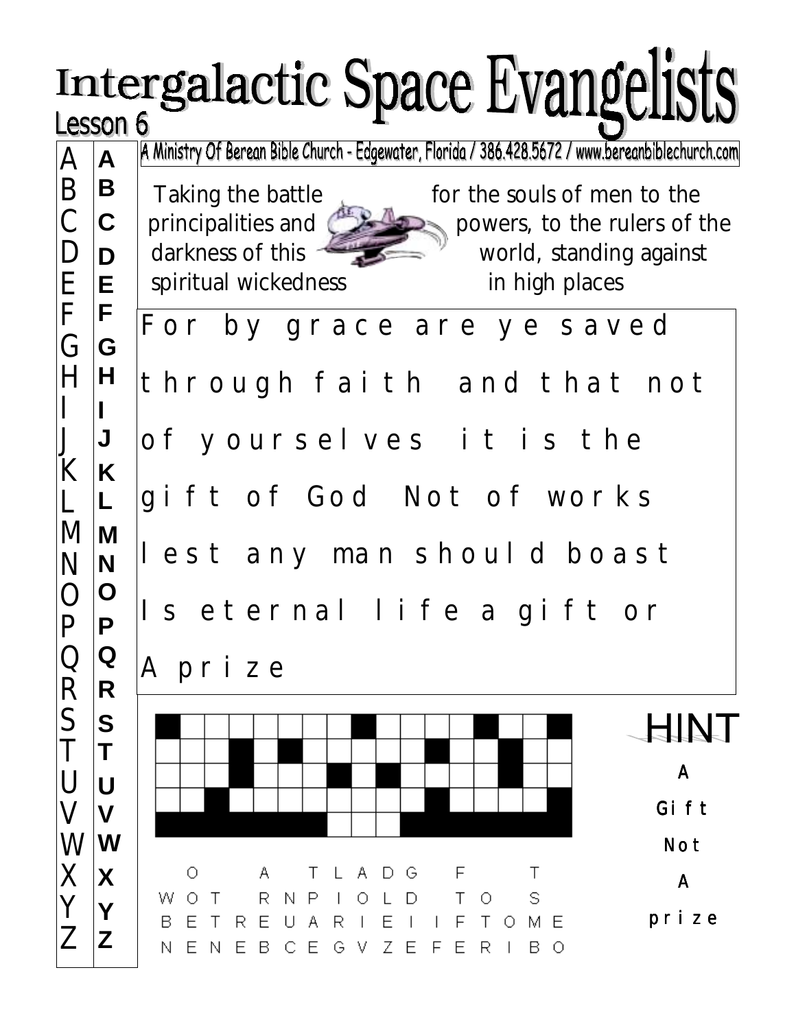# Intergalactic Space Evangelists

Lesson 6

A Ministry Of Berean Bible Church - Edgewater, Florida / 386.428.5672 / www.bereanbiblechurch.com

Taking the battle for the souls of men to the principalities and powers, to the rulers of the darkness of this world, standing against spiritual wickedness in high places

| A | A |
|---|---|
| B | B |
| C | C |
| D | D |
| E | E |
| F | F |
| G | G |
| H | H |
| I | I |
| J | J |
| K | K |
| L | L |
| M | M |
| N | N |
| O | O |
| P | P |
| Q | Q |
| R | R |
| S | S |
| T | T |
| U | U |
| V | V |
| W | W |
| X | X |
| Y | Y |
| Z | Z |

For by grace are ye saved

through faith and that not

of yourselves it is the

gift of God Not of works

lest any man should boast

Is eternal life a gift or

A prize

```
  O     A   T L A D G     F       T
W O T     R N P I O L D     T O     S
B E T R E U A R I E I I F T O M E
N E N E B C E G V Z E F E R I B O
```

HINT

A

Gift

Not

A

prize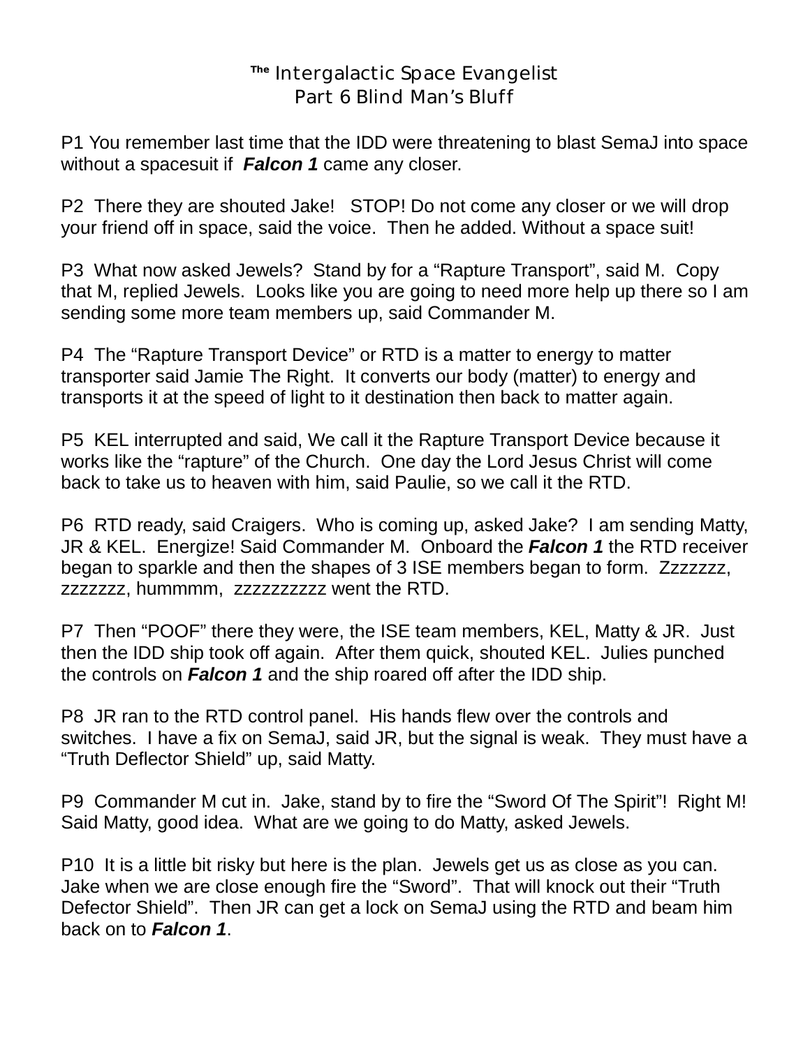# The Intergalactic Space Evangelist
## Part 6 Blind Man's Bluff

P1 You remember last time that the IDD were threatening to blast SemaJ into space without a spacesuit if ***Falcon 1*** came any closer.

P2 There they are shouted Jake! STOP! Do not come any closer or we will drop your friend off in space, said the voice. Then he added. Without a space suit!

P3 What now asked Jewels? Stand by for a "Rapture Transport", said M. Copy that M, replied Jewels. Looks like you are going to need more help up there so I am sending some more team members up, said Commander M.

P4 The "Rapture Transport Device" or RTD is a matter to energy to matter transporter said Jamie The Right. It converts our body (matter) to energy and transports it at the speed of light to it destination then back to matter again.

P5 KEL interrupted and said, We call it the Rapture Transport Device because it works like the "rapture" of the Church. One day the Lord Jesus Christ will come back to take us to heaven with him, said Paulie, so we call it the RTD.

P6 RTD ready, said Craigers. Who is coming up, asked Jake? I am sending Matty, JR & KEL. Energize! Said Commander M. Onboard the ***Falcon 1*** the RTD receiver began to sparkle and then the shapes of 3 ISE members began to form. Zzzzzzz, zzzzzzz, hummmm, zzzzzzzzzz went the RTD.

P7 Then "POOF" there they were, the ISE team members, KEL, Matty & JR. Just then the IDD ship took off again. After them quick, shouted KEL. Julies punched the controls on ***Falcon 1*** and the ship roared off after the IDD ship.

P8 JR ran to the RTD control panel. His hands flew over the controls and switches. I have a fix on SemaJ, said JR, but the signal is weak. They must have a "Truth Deflector Shield" up, said Matty.

P9 Commander M cut in. Jake, stand by to fire the "Sword Of The Spirit"! Right M! Said Matty, good idea. What are we going to do Matty, asked Jewels.

P10 It is a little bit risky but here is the plan. Jewels get us as close as you can. Jake when we are close enough fire the "Sword". That will knock out their "Truth Defector Shield". Then JR can get a lock on SemaJ using the RTD and beam him back on to ***Falcon 1***.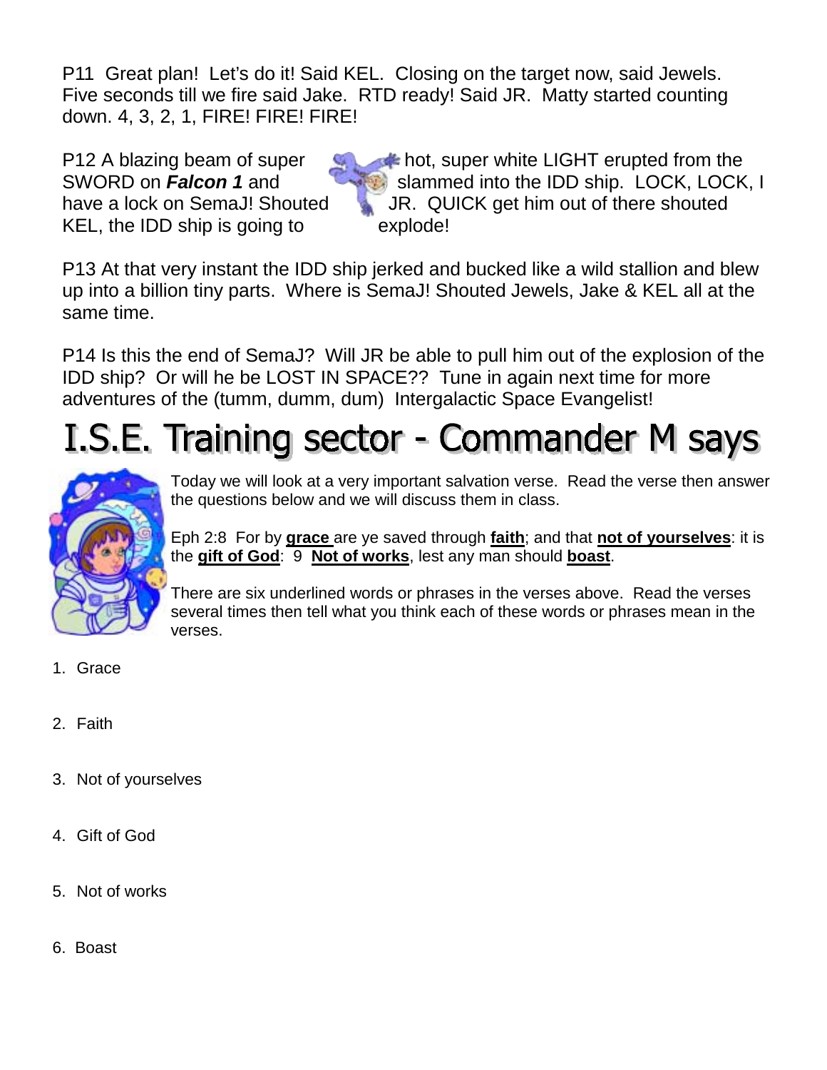P11 Great plan! Let's do it! Said KEL. Closing on the target now, said Jewels. Five seconds till we fire said Jake. RTD ready! Said JR. Matty started counting down. 4, 3, 2, 1, FIRE! FIRE! FIRE!

P12 A blazing beam of super hot, super white LIGHT erupted from the SWORD on ***Falcon 1*** and slammed into the IDD ship. LOCK, LOCK, I have a lock on SemaJ! Shouted JR. QUICK get him out of there shouted KEL, the IDD ship is going to explode!

P13 At that very instant the IDD ship jerked and bucked like a wild stallion and blew up into a billion tiny parts. Where is SemaJ! Shouted Jewels, Jake & KEL all at the same time.

P14 Is this the end of SemaJ? Will JR be able to pull him out of the explosion of the IDD ship? Or will he be LOST IN SPACE?? Tune in again next time for more adventures of the (tumm, dumm, dum) Intergalactic Space Evangelist!

# I.S.E. Training sector - Commander M says

Today we will look at a very important salvation verse. Read the verse then answer the questions below and we will discuss them in class.

Eph 2:8 For by **grace** are ye saved through **faith**; and that **not of yourselves**: it is the **gift of God**: 9 **Not of works**, lest any man should **boast**.

There are six underlined words or phrases in the verses above. Read the verses several times then tell what you think each of these words or phrases mean in the verses.

1. Grace

2. Faith

3. Not of yourselves

4. Gift of God

5. Not of works

6. Boast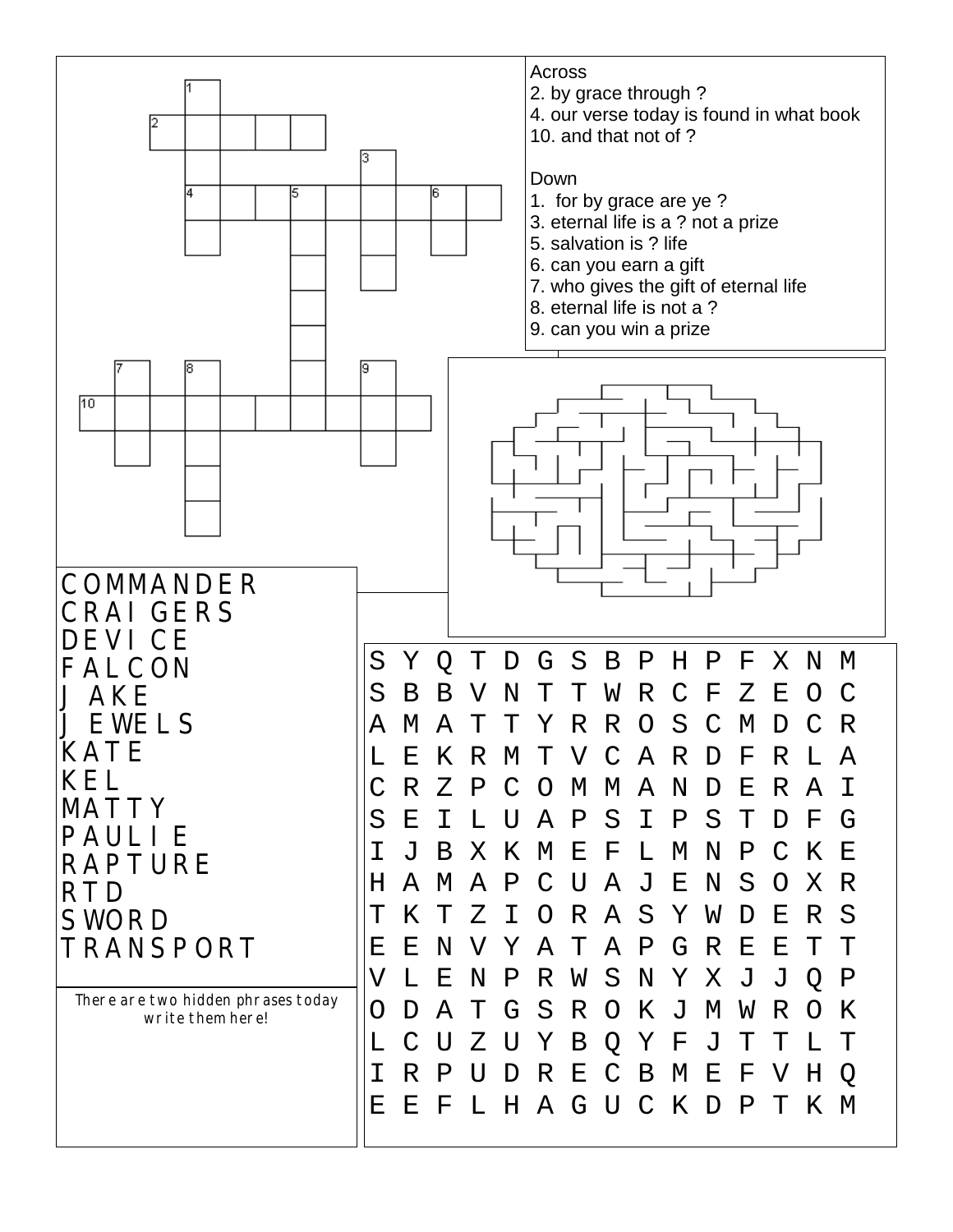Across
2. by grace through ?
4. our verse today is found in what book
10. and that not of ?

Down
1. for by grace are ye ?
3. eternal life is a ? not a prize
5. salvation is ? life
6. can you earn a gift
7. who gives the gift of eternal life
8. eternal life is not a ?
9. can you win a prize

COMMANDER
CRAIGERS
DEVICE
FALCON
JAKE
JEWELS
KATE
KEL
MATTY
PAULIE
RAPTURE
RTD
SWORD
TRANSPORT

There are two hidden phrases today write them here!

| | | | | | | | | | | | | | | |
|---|---|---|---|---|---|---|---|---|---|---|---|---|---|---|
| S | Y | Q | T | D | G | S | B | P | H | P | F | X | N | M |
| S | B | B | V | N | T | T | W | R | C | F | Z | E | O | C |
| A | M | A | T | T | Y | R | R | O | S | C | M | D | C | R |
| L | E | K | R | M | T | V | C | A | R | D | F | R | L | A |
| C | R | Z | P | C | O | M | M | A | N | D | E | R | A | I |
| S | E | I | L | U | A | P | S | I | P | S | T | D | F | G |
| I | J | B | X | K | M | E | F | L | M | N | P | C | K | E |
| H | A | M | A | P | C | U | A | J | E | N | S | O | X | R |
| T | K | T | Z | I | O | R | A | S | Y | W | D | E | R | S |
| E | E | N | V | Y | A | T | A | P | G | R | E | E | T | T |
| V | L | E | N | P | R | W | S | N | Y | X | J | J | Q | P |
| O | D | A | T | G | S | R | O | K | J | M | W | R | O | K |
| L | C | U | Z | U | Y | B | Q | Y | F | J | T | T | L | T |
| I | R | P | U | D | R | E | C | B | M | E | F | V | H | Q |
| E | E | F | L | H | A | G | U | C | K | D | P | T | K | M |